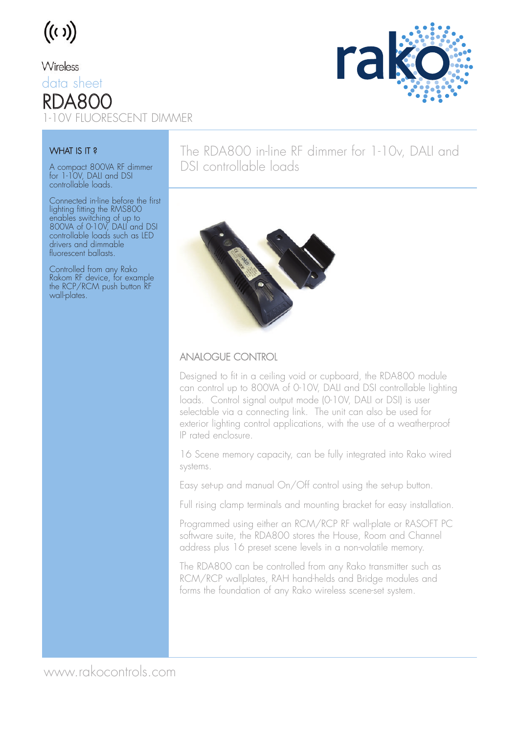Wireless

data sheet

# RDA800

1-10V FLUORESCENT DIMMER

## WHAT IS IT ?

A compact 800VA RF dimmer for 1-10V, DALI and DSI controllable loads.

Connected in-line before the first lighting fitting the RMS800 enables switching of up to 800VA of 0-10V, DALI and DSI controllable loads such as LED drivers and dimmable fluorescent ballasts.

Controlled from any Rako Rakom RF device, for example the RCP/RCM push button RF wall-plates.

## The RDA800 in-line RF dimmer for 1-10v, DALI and DSI controllable loads

### ANALOGUE CONTROL

Designed to fit in a ceiling void or cupboard, the RDA800 module can control up to 800VA of 0-10V, DALI and DSI controllable lighting loads. Control signal output mode (0-10V, DALI or DSI) is user selectable via a connecting link. The unit can also be used for exterior lighting control applications, with the use of a weatherproof IP rated enclosure.

16 Scene memory capacity, can be fully integrated into Rako wired systems.

Easy set-up and manual On/Off control using the set-up button.

Full rising clamp terminals and mounting bracket for easy installation.

Programmed using either an RCM/RCP RF wall-plate or RASOFT PC software suite, the RDA800 stores the House, Room and Channel address plus 16 preset scene levels in a non-volatile memory.

The RDA800 can be controlled from any Rako transmitter such as RCM/RCP wallplates, RAH hand-helds and Bridge modules and forms the foundation of any Rako wireless scene-set system.

www.rakocontrols.com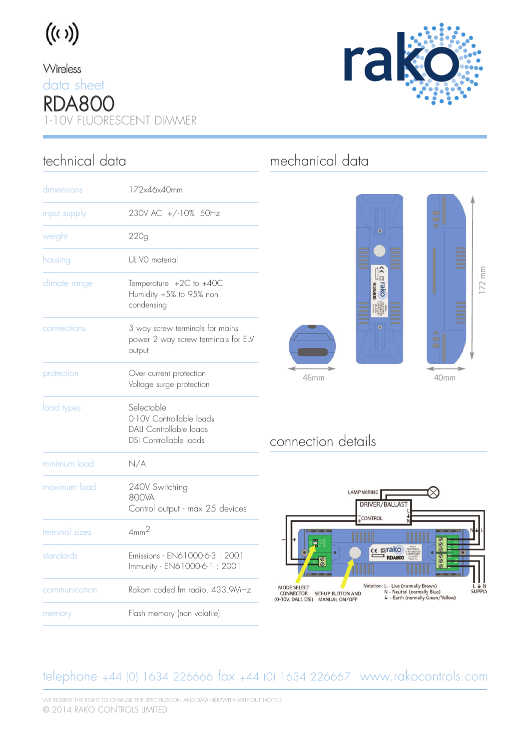Wireless

data sheet

# RDA800

1-10V FLUORESCENT DIMMER

## technical data

| | |
|---|---|
| dimensions | 172x46x40mm |
| input supply | 230V AC +/-10% 50Hz |
| weight | 220g |
| housing | UL V0 material |
| climate range | Temperature +2C to +40C<br>Humidity +5% to 95% non condensing |
| connections | 3 way screw terminals for mains power 2 way screw terminals for ELV output |
| protection | Over current protection<br>Voltage surge protection |
| load types | Selectable<br>0-10V Controllable loads<br>DALI Controllable loads<br>DSI Controllable loads |
| minimum load | N/A |
| maximum load | 240V Switching<br>800VA<br>Control output - max 25 devices |
| terminal sizes | $4mm^2$ |
| standards | Emissions - EN61000-6-3 : 2001<br>Immunity - EN61000-6-1 : 2001 |
| communication | Rakom coded fm radio, 433.9MHz |
| memory | Flash memory (non volatile) |

## mechanical data

172 mm

46mm

40mm

## connection details

LAMP WIRING

DRIVER/BALLAST

CONTROL

MODE SELECT CONNECTOR (0-10V, DALI, DSI)

SET-UP BUTTON AND MANUAL ON/OFF

Notation: L - Live (normally Brown)
N - Neutral (normally Blue)
⏚ - Earth (normally Green/Yellow)

L ⏚ N SUPPLY

telephone +44 (0) 1634 226666 fax +44 (0) 1634 226667 www.rakocontrols.com

WE RESERVE THE RIGHT TO CHANGE THE SPECIFICATION AND DATA HEREWITH WITHOUT NOTICE.

© 2014 RAKO CONTROLS LIMITED